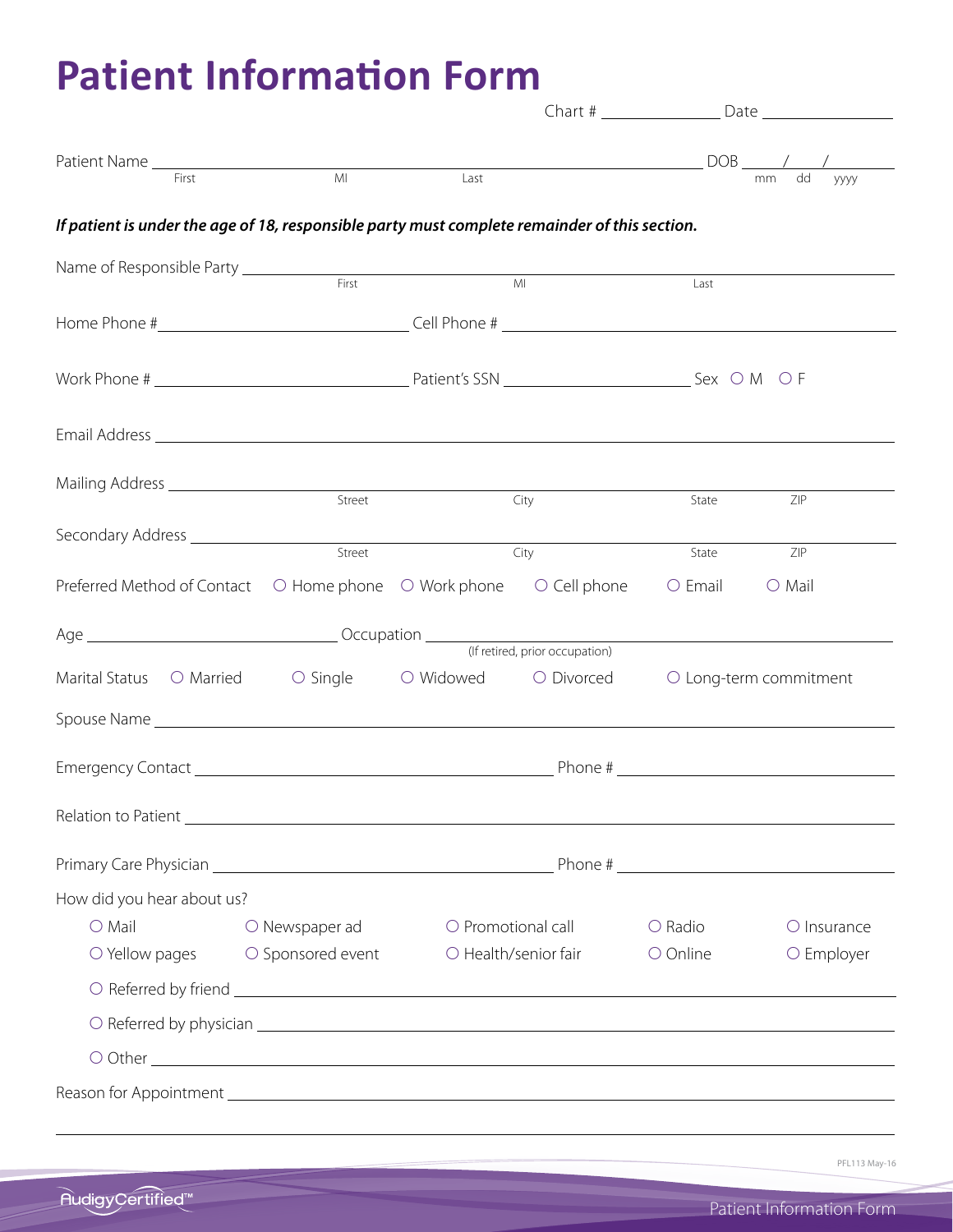# Patient Information Form

Chart # _______________ Date _______________

Patient Name ______________________________________________ DOB ____/____/______
First MI Last mm dd yyyy

***If patient is under the age of 18, responsible party must complete remainder of this section.***

Name of Responsible Party ______________________________________________
First MI Last

Home Phone # _______________________ Cell Phone # _______________________

Work Phone # _______________________ Patient's SSN _______________________ Sex ○ M ○ F

Email Address ______________________________________________

Mailing Address ______________________________________________
Street City State ZIP

Secondary Address ______________________________________________
Street City State ZIP

Preferred Method of Contact ○ Home phone ○ Work phone ○ Cell phone ○ Email ○ Mail

Age _______________ Occupation _______________________
(If retired, prior occupation)

Marital Status ○ Married ○ Single ○ Widowed ○ Divorced ○ Long-term commitment

Spouse Name ______________________________________________

Emergency Contact _______________________ Phone # _______________________

Relation to Patient ______________________________________________

Primary Care Physician _______________________ Phone # _______________________

How did you hear about us?

- ○ Mail
- ○ Newspaper ad
- ○ Promotional call
- ○ Radio
- ○ Insurance
- ○ Yellow pages
- ○ Sponsored event
- ○ Health/senior fair
- ○ Online
- ○ Employer
- ○ Referred by friend _______________________
- ○ Referred by physician _______________________
- ○ Other _______________________

Reason for Appointment ______________________________________________

______________________________________________

PFL113 May-16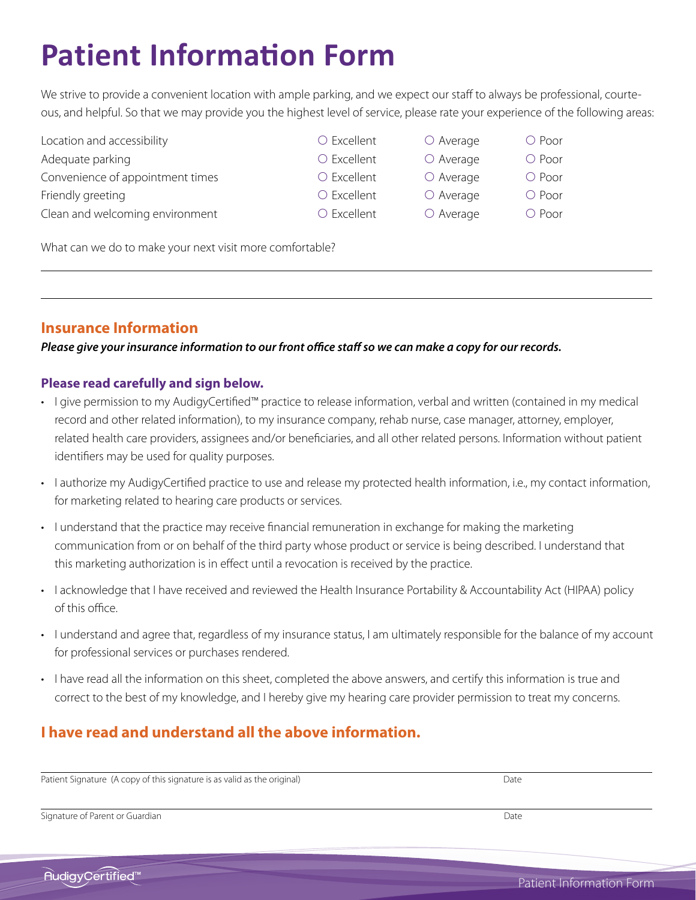# Patient Information Form

We strive to provide a convenient location with ample parking, and we expect our staff to always be professional, courteous, and helpful. So that we may provide you the highest level of service, please rate your experience of the following areas:

| | | | |
|---|---|---|---|
| Location and accessibility | ○ Excellent | ○ Average | ○ Poor |
| Adequate parking | ○ Excellent | ○ Average | ○ Poor |
| Convenience of appointment times | ○ Excellent | ○ Average | ○ Poor |
| Friendly greeting | ○ Excellent | ○ Average | ○ Poor |
| Clean and welcoming environment | ○ Excellent | ○ Average | ○ Poor |

What can we do to make your next visit more comfortable?

______________________________________________

______________________________________________

## Insurance Information

***Please give your insurance information to our front office staff so we can make a copy for our records.***

### Please read carefully and sign below.

- I give permission to my AudigyCertified™ practice to release information, verbal and written (contained in my medical record and other related information), to my insurance company, rehab nurse, case manager, attorney, employer, related health care providers, assignees and/or beneficiaries, and all other related persons. Information without patient identifiers may be used for quality purposes.
- I authorize my AudigyCertified practice to use and release my protected health information, i.e., my contact information, for marketing related to hearing care products or services.
- I understand that the practice may receive financial remuneration in exchange for making the marketing communication from or on behalf of the third party whose product or service is being described. I understand that this marketing authorization is in effect until a revocation is received by the practice.
- I acknowledge that I have received and reviewed the Health Insurance Portability & Accountability Act (HIPAA) policy of this office.
- I understand and agree that, regardless of my insurance status, I am ultimately responsible for the balance of my account for professional services or purchases rendered.
- I have read all the information on this sheet, completed the above answers, and certify this information is true and correct to the best of my knowledge, and I hereby give my hearing care provider permission to treat my concerns.

## I have read and understand all the above information.

______________________________________________

Patient Signature (A copy of this signature is as valid as the original) Date

______________________________________________

Signature of Parent or Guardian Date

AudigyCertified™